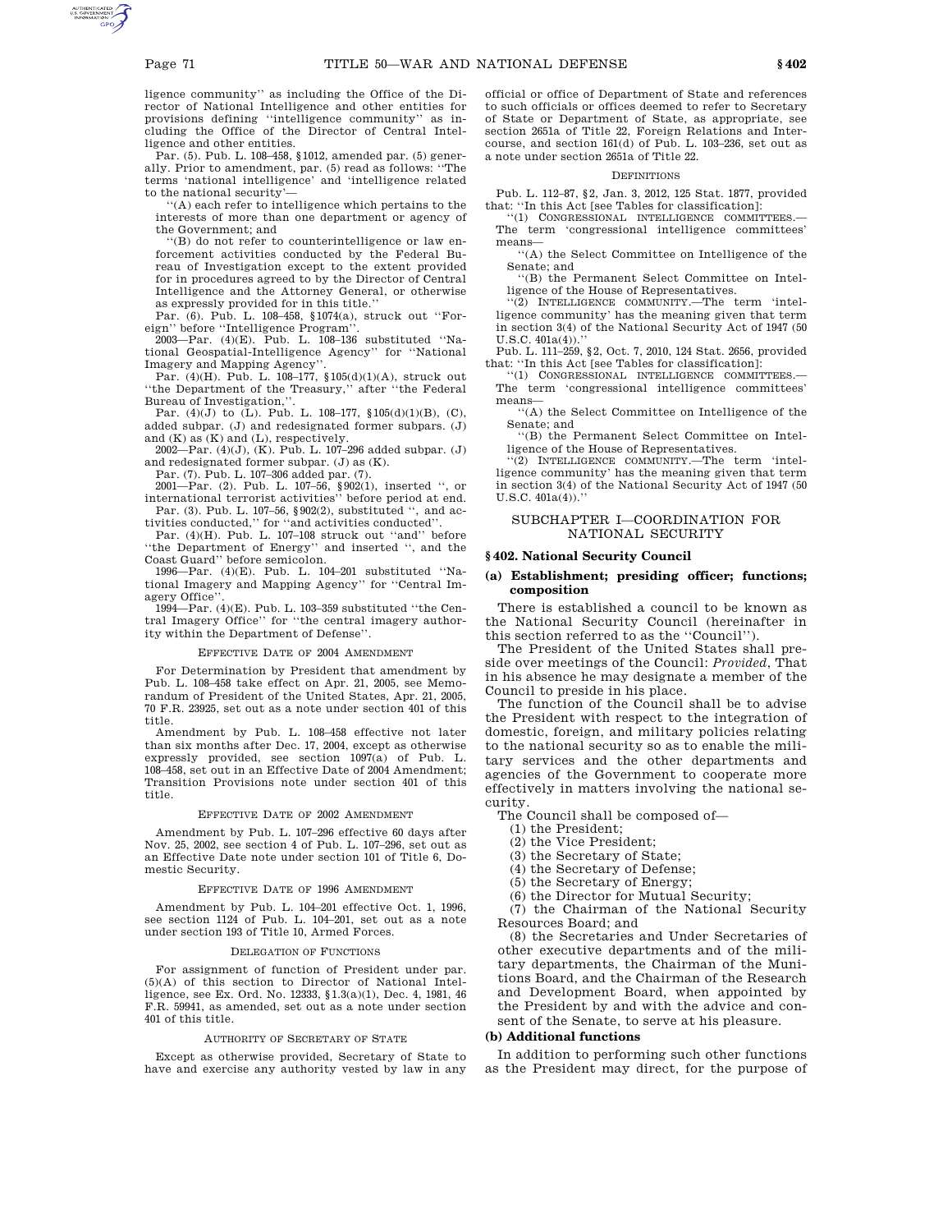ligence community'' as including the Office of the Director of National Intelligence and other entities for provisions defining ''intelligence community'' as including the Office of the Director of Central Intelligence and other entities.

Par. (5). Pub. L. 108–458, §1012, amended par. (5) generally. Prior to amendment, par. (5) read as follows: ''The terms 'national intelligence' and 'intelligence related to the national security'—

''(A) each refer to intelligence which pertains to the interests of more than one department or agency of the Government; and

''(B) do not refer to counterintelligence or law enforcement activities conducted by the Federal Bureau of Investigation except to the extent provided for in procedures agreed to by the Director of Central Intelligence and the Attorney General, or otherwise as expressly provided for in this title.''

Par. (6). Pub. L. 108–458, §1074(a), struck out ''Foreign'' before ''Intelligence Program''.

2003—Par. (4)(E). Pub. L. 108–136 substituted ''National Geospatial-Intelligence Agency'' for ''National Imagery and Mapping Agency''.

Par. (4)(H). Pub. L. 108–177, §105(d)(1)(A), struck out ''the Department of the Treasury,'' after ''the Federal Bureau of Investigation,''.

Par. (4)(J) to (L). Pub. L. 108–177, §105(d)(1)(B), (C), added subpar. (J) and redesignated former subpars. (J) and (K) as (K) and (L), respectively.

2002—Par. (4)(J), (K). Pub. L. 107–296 added subpar. (J) and redesignated former subpar. (J) as (K).

Par. (7). Pub. L. 107–306 added par. (7).

2001—Par. (2). Pub. L. 107–56, §902(1), inserted '', or international terrorist activities'' before period at end.

Par. (3). Pub. L. 107–56, §902(2), substituted '', and activities conducted,'' for ''and activities conducted''.

Par. (4)(H). Pub. L. 107–108 struck out ''and'' before ''the Department of Energy'' and inserted '', and the Coast Guard'' before semicolon.

1996—Par. (4)(E). Pub. L. 104–201 substituted ''National Imagery and Mapping Agency'' for ''Central Imagery Office''.

1994—Par. (4)(E). Pub. L. 103–359 substituted ''the Central Imagery Office'' for ''the central imagery authority within the Department of Defense''.

EFFECTIVE DATE OF 2004 AMENDMENT

For Determination by President that amendment by Pub. L. 108–458 take effect on Apr. 21, 2005, see Memorandum of President of the United States, Apr. 21, 2005, 70 F.R. 23925, set out as a note under section 401 of this title.

Amendment by Pub. L. 108–458 effective not later than six months after Dec. 17, 2004, except as otherwise expressly provided, see section 1097(a) of Pub. L. 108–458, set out in an Effective Date of 2004 Amendment; Transition Provisions note under section 401 of this title.

EFFECTIVE DATE OF 2002 AMENDMENT

Amendment by Pub. L. 107–296 effective 60 days after Nov. 25, 2002, see section 4 of Pub. L. 107–296, set out as an Effective Date note under section 101 of Title 6, Domestic Security.

EFFECTIVE DATE OF 1996 AMENDMENT

Amendment by Pub. L. 104–201 effective Oct. 1, 1996, see section 1124 of Pub. L. 104–201, set out as a note under section 193 of Title 10, Armed Forces.

DELEGATION OF FUNCTIONS

For assignment of function of President under par. (5)(A) of this section to Director of National Intelligence, see Ex. Ord. No. 12333, §1.3(a)(1), Dec. 4, 1981, 46 F.R. 59941, as amended, set out as a note under section 401 of this title.

AUTHORITY OF SECRETARY OF STATE

Except as otherwise provided, Secretary of State to have and exercise any authority vested by law in any official or office of Department of State and references to such officials or offices deemed to refer to Secretary of State or Department of State, as appropriate, see section 2651a of Title 22, Foreign Relations and Intercourse, and section 161(d) of Pub. L. 103–236, set out as a note under section 2651a of Title 22.

DEFINITIONS

Pub. L. 112–87, §2, Jan. 3, 2012, 125 Stat. 1877, provided that: ''In this Act [see Tables for classification]:

''(1) CONGRESSIONAL INTELLIGENCE COMMITTEES.—The term 'congressional intelligence committees' means—

''(A) the Select Committee on Intelligence of the Senate; and

''(B) the Permanent Select Committee on Intelligence of the House of Representatives.

''(2) INTELLIGENCE COMMUNITY.—The term 'intelligence community' has the meaning given that term in section 3(4) of the National Security Act of 1947 (50 U.S.C. 401a(4)).''

Pub. L. 111–259, §2, Oct. 7, 2010, 124 Stat. 2656, provided that: ''In this Act [see Tables for classification]:

''(1) CONGRESSIONAL INTELLIGENCE COMMITTEES.—The term 'congressional intelligence committees' means—

''(A) the Select Committee on Intelligence of the Senate; and

''(B) the Permanent Select Committee on Intelligence of the House of Representatives.

''(2) INTELLIGENCE COMMUNITY.—The term 'intelligence community' has the meaning given that term in section 3(4) of the National Security Act of 1947 (50 U.S.C. 401a(4)).''

## SUBCHAPTER I—COORDINATION FOR NATIONAL SECURITY

### § 402. National Security Council

#### (a) Establishment; presiding officer; functions; composition

There is established a council to be known as the National Security Council (hereinafter in this section referred to as the ''Council'').

The President of the United States shall preside over meetings of the Council: *Provided*, That in his absence he may designate a member of the Council to preside in his place.

The function of the Council shall be to advise the President with respect to the integration of domestic, foreign, and military policies relating to the national security so as to enable the military services and the other departments and agencies of the Government to cooperate more effectively in matters involving the national security.

The Council shall be composed of—

(1) the President;

(2) the Vice President;

(3) the Secretary of State;

(4) the Secretary of Defense;

(5) the Secretary of Energy;

(6) the Director for Mutual Security;

(7) the Chairman of the National Security Resources Board; and

(8) the Secretaries and Under Secretaries of other executive departments and of the military departments, the Chairman of the Munitions Board, and the Chairman of the Research and Development Board, when appointed by the President by and with the advice and consent of the Senate, to serve at his pleasure.

#### (b) Additional functions

In addition to performing such other functions as the President may direct, for the purpose of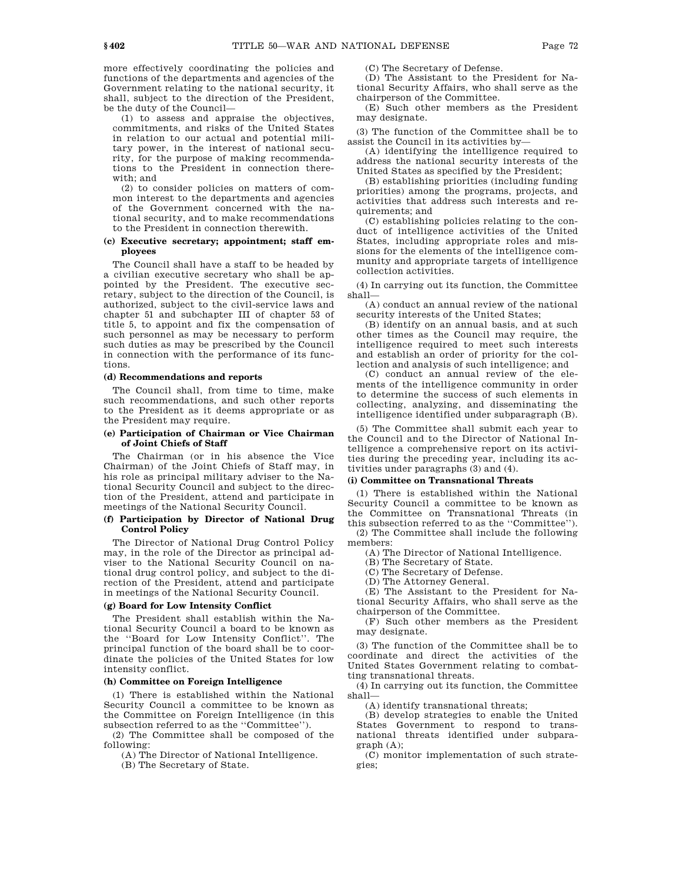more effectively coordinating the policies and functions of the departments and agencies of the Government relating to the national security, it shall, subject to the direction of the President, be the duty of the Council—

(1) to assess and appraise the objectives, commitments, and risks of the United States in relation to our actual and potential military power, in the interest of national security, for the purpose of making recommendations to the President in connection therewith; and

(2) to consider policies on matters of common interest to the departments and agencies of the Government concerned with the national security, and to make recommendations to the President in connection therewith.

#### (c) Executive secretary; appointment; staff employees

The Council shall have a staff to be headed by a civilian executive secretary who shall be appointed by the President. The executive secretary, subject to the direction of the Council, is authorized, subject to the civil-service laws and chapter 51 and subchapter III of chapter 53 of title 5, to appoint and fix the compensation of such personnel as may be necessary to perform such duties as may be prescribed by the Council in connection with the performance of its functions.

#### (d) Recommendations and reports

The Council shall, from time to time, make such recommendations, and such other reports to the President as it deems appropriate or as the President may require.

#### (e) Participation of Chairman or Vice Chairman of Joint Chiefs of Staff

The Chairman (or in his absence the Vice Chairman) of the Joint Chiefs of Staff may, in his role as principal military adviser to the National Security Council and subject to the direction of the President, attend and participate in meetings of the National Security Council.

#### (f) Participation by Director of National Drug Control Policy

The Director of National Drug Control Policy may, in the role of the Director as principal adviser to the National Security Council on national drug control policy, and subject to the direction of the President, attend and participate in meetings of the National Security Council.

#### (g) Board for Low Intensity Conflict

The President shall establish within the National Security Council a board to be known as the ''Board for Low Intensity Conflict''. The principal function of the board shall be to coordinate the policies of the United States for low intensity conflict.

#### (h) Committee on Foreign Intelligence

(1) There is established within the National Security Council a committee to be known as the Committee on Foreign Intelligence (in this subsection referred to as the ''Committee'').

(2) The Committee shall be composed of the following:

(A) The Director of National Intelligence.

(B) The Secretary of State.

(C) The Secretary of Defense.

(D) The Assistant to the President for National Security Affairs, who shall serve as the chairperson of the Committee.

(E) Such other members as the President may designate.

(3) The function of the Committee shall be to assist the Council in its activities by—

(A) identifying the intelligence required to address the national security interests of the United States as specified by the President;

(B) establishing priorities (including funding priorities) among the programs, projects, and activities that address such interests and requirements; and

(C) establishing policies relating to the conduct of intelligence activities of the United States, including appropriate roles and missions for the elements of the intelligence community and appropriate targets of intelligence collection activities.

(4) In carrying out its function, the Committee shall—

(A) conduct an annual review of the national security interests of the United States;

(B) identify on an annual basis, and at such other times as the Council may require, the intelligence required to meet such interests and establish an order of priority for the collection and analysis of such intelligence; and

(C) conduct an annual review of the elements of the intelligence community in order to determine the success of such elements in collecting, analyzing, and disseminating the intelligence identified under subparagraph (B).

(5) The Committee shall submit each year to the Council and to the Director of National Intelligence a comprehensive report on its activities during the preceding year, including its activities under paragraphs (3) and (4).

#### (i) Committee on Transnational Threats

(1) There is established within the National Security Council a committee to be known as the Committee on Transnational Threats (in this subsection referred to as the ''Committee'').

(2) The Committee shall include the following members:

(A) The Director of National Intelligence.

(B) The Secretary of State.

(C) The Secretary of Defense.

(D) The Attorney General.

(E) The Assistant to the President for National Security Affairs, who shall serve as the chairperson of the Committee.

(F) Such other members as the President may designate.

(3) The function of the Committee shall be to coordinate and direct the activities of the United States Government relating to combatting transnational threats.

(4) In carrying out its function, the Committee shall—

(A) identify transnational threats;

(B) develop strategies to enable the United States Government to respond to transnational threats identified under subparagraph (A);

(C) monitor implementation of such strategies;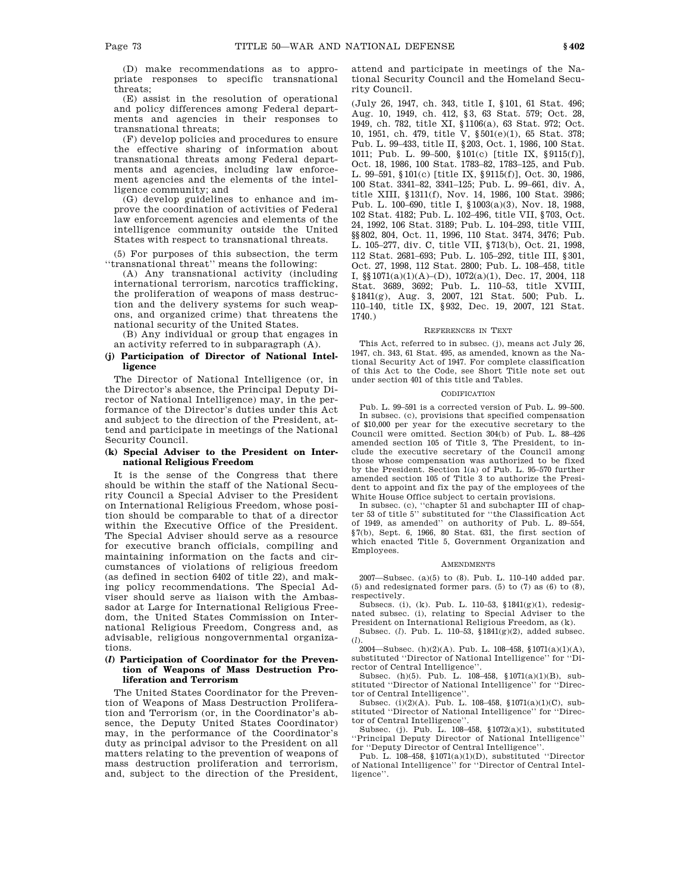(D) make recommendations as to appropriate responses to specific transnational threats;

(E) assist in the resolution of operational and policy differences among Federal departments and agencies in their responses to transnational threats;

(F) develop policies and procedures to ensure the effective sharing of information about transnational threats among Federal departments and agencies, including law enforcement agencies and the elements of the intelligence community; and

(G) develop guidelines to enhance and improve the coordination of activities of Federal law enforcement agencies and elements of the intelligence community outside the United States with respect to transnational threats.

(5) For purposes of this subsection, the term "transnational threat" means the following:

(A) Any transnational activity (including international terrorism, narcotics trafficking, the proliferation of weapons of mass destruction and the delivery systems for such weapons, and organized crime) that threatens the national security of the United States.

(B) Any individual or group that engages in an activity referred to in subparagraph (A).

#### (j) Participation of Director of National Intelligence

The Director of National Intelligence (or, in the Director's absence, the Principal Deputy Director of National Intelligence) may, in the performance of the Director's duties under this Act and subject to the direction of the President, attend and participate in meetings of the National Security Council.

#### (k) Special Adviser to the President on International Religious Freedom

It is the sense of the Congress that there should be within the staff of the National Security Council a Special Adviser to the President on International Religious Freedom, whose position should be comparable to that of a director within the Executive Office of the President. The Special Adviser should serve as a resource for executive branch officials, compiling and maintaining information on the facts and circumstances of violations of religious freedom (as defined in section 6402 of title 22), and making policy recommendations. The Special Adviser should serve as liaison with the Ambassador at Large for International Religious Freedom, the United States Commission on International Religious Freedom, Congress and, as advisable, religious nongovernmental organizations.

#### (*l*) Participation of Coordinator for the Prevention of Weapons of Mass Destruction Proliferation and Terrorism

The United States Coordinator for the Prevention of Weapons of Mass Destruction Proliferation and Terrorism (or, in the Coordinator's absence, the Deputy United States Coordinator) may, in the performance of the Coordinator's duty as principal advisor to the President on all matters relating to the prevention of weapons of mass destruction proliferation and terrorism, and, subject to the direction of the President, attend and participate in meetings of the National Security Council and the Homeland Security Council.

(July 26, 1947, ch. 343, title I, §101, 61 Stat. 496; Aug. 10, 1949, ch. 412, §3, 63 Stat. 579; Oct. 28, 1949, ch. 782, title XI, §1106(a), 63 Stat. 972; Oct. 10, 1951, ch. 479, title V, §501(e)(1), 65 Stat. 378; Pub. L. 99–433, title II, §203, Oct. 1, 1986, 100 Stat. 1011; Pub. L. 99–500, §101(c) [title IX, §9115(f)], Oct. 18, 1986, 100 Stat. 1783–82, 1783–125, and Pub. L. 99–591, §101(c) [title IX, §9115(f)], Oct. 30, 1986, 100 Stat. 3341–82, 3341–125; Pub. L. 99–661, div. A, title XIII, §1311(f), Nov. 14, 1986, 100 Stat. 3986; Pub. L. 100–690, title I, §1003(a)(3), Nov. 18, 1988, 102 Stat. 4182; Pub. L. 102–496, title VII, §703, Oct. 24, 1992, 106 Stat. 3189; Pub. L. 104–293, title VIII, §§802, 804, Oct. 11, 1996, 110 Stat. 3474, 3476; Pub. L. 105–277, div. C, title VII, §713(b), Oct. 21, 1998, 112 Stat. 2681–693; Pub. L. 105–292, title III, §301, Oct. 27, 1998, 112 Stat. 2800; Pub. L. 108–458, title I, §§1071(a)(1)(A)–(D), 1072(a)(1), Dec. 17, 2004, 118 Stat. 3689, 3692; Pub. L. 110–53, title XVIII, §1841(g), Aug. 3, 2007, 121 Stat. 500; Pub. L. 110–140, title IX, §932, Dec. 19, 2007, 121 Stat. 1740.)

##### References in Text

This Act, referred to in subsec. (j), means act July 26, 1947, ch. 343, 61 Stat. 495, as amended, known as the National Security Act of 1947. For complete classification of this Act to the Code, see Short Title note set out under section 401 of this title and Tables.

##### Codification

Pub. L. 99–591 is a corrected version of Pub. L. 99–500.

In subsec. (c), provisions that specified compensation of $10,000 per year for the executive secretary to the Council were omitted. Section 304(b) of Pub. L. 88–426 amended section 105 of Title 3, The President, to include the executive secretary of the Council among those whose compensation was authorized to be fixed by the President. Section 1(a) of Pub. L. 95–570 further amended section 105 of Title 3 to authorize the President to appoint and fix the pay of the employees of the White House Office subject to certain provisions.

In subsec. (c), "chapter 51 and subchapter III of chapter 53 of title 5" substituted for "the Classification Act of 1949, as amended" on authority of Pub. L. 89–554, §7(b), Sept. 6, 1966, 80 Stat. 631, the first section of which enacted Title 5, Government Organization and Employees.

##### Amendments

2007—Subsec. (a)(5) to (8). Pub. L. 110–140 added par. (5) and redesignated former pars. (5) to (7) as (6) to (8), respectively.

Subsecs. (i), (k). Pub. L. 110–53, §1841(g)(1), redesignated subsec. (i), relating to Special Adviser to the President on International Religious Freedom, as (k).

Subsec. (*l*). Pub. L. 110–53, §1841(g)(2), added subsec. (*l*).

2004—Subsec. (h)(2)(A). Pub. L. 108–458, §1071(a)(1)(A), substituted "Director of National Intelligence" for "Director of Central Intelligence".

Subsec. (h)(5). Pub. L. 108–458, §1071(a)(1)(B), substituted "Director of National Intelligence" for "Director of Central Intelligence".

Subsec. (i)(2)(A). Pub. L. 108–458, §1071(a)(1)(C), substituted "Director of National Intelligence" for "Director of Central Intelligence".

Subsec. (j). Pub. L. 108–458, §1072(a)(1), substituted "Principal Deputy Director of National Intelligence" for "Deputy Director of Central Intelligence".

Pub. L. 108–458, §1071(a)(1)(D), substituted "Director of National Intelligence" for "Director of Central Intelligence".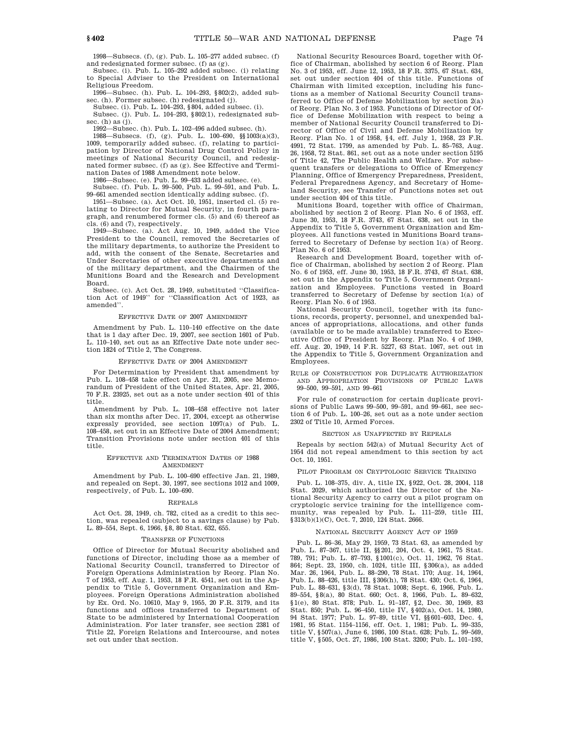1998—Subsecs. (f), (g). Pub. L. 105–277 added subsec. (f) and redesignated former subsec. (f) as (g).

Subsec. (i). Pub. L. 105–292 added subsec. (i) relating to Special Adviser to the President on International Religious Freedom.

1996—Subsec. (h). Pub. L. 104–293, §802(2), added subsec. (h). Former subsec. (h) redesignated (j).

Subsec. (i). Pub. L. 104–293, §804, added subsec. (i).

Subsec. (j). Pub. L. 104–293, §802(1), redesignated subsec. (h) as (j).

1992—Subsec. (h). Pub. L. 102–496 added subsec. (h).

1988—Subsecs. (f), (g). Pub. L. 100–690, §§1003(a)(3), 1009, temporarily added subsec. (f), relating to participation by Director of National Drug Control Policy in meetings of National Security Council, and redesignated former subsec. (f) as (g). See Effective and Termination Dates of 1988 Amendment note below.

1986—Subsec. (e). Pub. L. 99–433 added subsec. (e).

Subsec. (f). Pub. L. 99–500, Pub. L. 99–591, and Pub. L. 99–661 amended section identically adding subsec. (f).

1951—Subsec. (a). Act Oct. 10, 1951, inserted cl. (5) relating to Director for Mutual Security, in fourth paragraph, and renumbered former cls. (5) and (6) thereof as cls. (6) and (7), respectively.

1949—Subsec. (a). Act Aug. 10, 1949, added the Vice President to the Council, removed the Secretaries of the military departments, to authorize the President to add, with the consent of the Senate, Secretaries and Under Secretaries of other executive departments and of the military department, and the Chairmen of the Munitions Board and the Research and Development Board.

Subsec. (c). Act Oct. 28, 1949, substituted "Classification Act of 1949" for "Classification Act of 1923, as amended".

## Effective Date of 2007 Amendment

Amendment by Pub. L. 110–140 effective on the date that is 1 day after Dec. 19, 2007, see section 1601 of Pub. L. 110–140, set out as an Effective Date note under section 1824 of Title 2, The Congress.

## Effective Date of 2004 Amendment

For Determination by President that amendment by Pub. L. 108–458 take effect on Apr. 21, 2005, see Memorandum of President of the United States, Apr. 21, 2005, 70 F.R. 23925, set out as a note under section 401 of this title.

Amendment by Pub. L. 108–458 effective not later than six months after Dec. 17, 2004, except as otherwise expressly provided, see section 1097(a) of Pub. L. 108–458, set out in an Effective Date of 2004 Amendment; Transition Provisions note under section 401 of this title.

## Effective and Termination Dates of 1988 Amendment

Amendment by Pub. L. 100–690 effective Jan. 21, 1989, and repealed on Sept. 30, 1997, see sections 1012 and 1009, respectively, of Pub. L. 100–690.

## Repeals

Act Oct. 28, 1949, ch. 782, cited as a credit to this section, was repealed (subject to a savings clause) by Pub. L. 89–554, Sept. 6, 1966, §8, 80 Stat. 632, 655.

## Transfer of Functions

Office of Director for Mutual Security abolished and functions of Director, including those as a member of National Security Council, transferred to Director of Foreign Operations Administration by Reorg. Plan No. 7 of 1953, eff. Aug. 1, 1953, 18 F.R. 4541, set out in the Appendix to Title 5, Government Organization and Employees. Foreign Operations Administration abolished by Ex. Ord. No. 10610, May 9, 1955, 20 F.R. 3179, and its functions and offices transferred to Department of State to be administered by International Cooperation Administration. For later transfer, see section 2381 of Title 22, Foreign Relations and Intercourse, and notes set out under that section.

National Security Resources Board, together with Office of Chairman, abolished by section 6 of Reorg. Plan No. 3 of 1953, eff. June 12, 1953, 18 F.R. 3375, 67 Stat. 634, set out under section 404 of this title. Functions of Chairman with limited exception, including his functions as a member of National Security Council transferred to Office of Defense Mobilization by section 2(a) of Reorg. Plan No. 3 of 1953. Functions of Director of Office of Defense Mobilization with respect to being a member of National Security Council transferred to Director of Office of Civil and Defense Mobilization by Reorg. Plan No. 1 of 1958, §4, eff. July 1, 1958, 23 F.R. 4991, 72 Stat. 1799, as amended by Pub. L. 85–763, Aug. 26, 1958, 72 Stat. 861, set out as a note under section 5195 of Title 42, The Public Health and Welfare. For subsequent transfers or delegations to Office of Emergency Planning, Office of Emergency Preparedness, President, Federal Preparedness Agency, and Secretary of Homeland Security, see Transfer of Functions notes set out under section 404 of this title.

Munitions Board, together with office of Chairman, abolished by section 2 of Reorg. Plan No. 6 of 1953, eff. June 30, 1953, 18 F.R. 3743, 67 Stat. 638, set out in the Appendix to Title 5, Government Organization and Employees. All functions vested in Munitions Board transferred to Secretary of Defense by section 1(a) of Reorg. Plan No. 6 of 1953.

Research and Development Board, together with office of Chairman, abolished by section 2 of Reorg. Plan No. 6 of 1953, eff. June 30, 1953, 18 F.R. 3743, 67 Stat. 638, set out in the Appendix to Title 5, Government Organization and Employees. Functions vested in Board transferred to Secretary of Defense by section 1(a) of Reorg. Plan No. 6 of 1953.

National Security Council, together with its functions, records, property, personnel, and unexpended balances of appropriations, allocations, and other funds (available or to be made available) transferred to Executive Office of President by Reorg. Plan No. 4 of 1949, eff. Aug. 20, 1949, 14 F.R. 5227, 63 Stat. 1067, set out in the Appendix to Title 5, Government Organization and Employees.

## Rule of Construction for Duplicate Authorization and Appropriation Provisions of Public Laws 99–500, 99–591, and 99–661

For rule of construction for certain duplicate provisions of Public Laws 99–500, 99–591, and 99–661, see section 6 of Pub. L. 100–26, set out as a note under section 2302 of Title 10, Armed Forces.

## Section as Unaffected by Repeals

Repeals by section 542(a) of Mutual Security Act of 1954 did not repeal amendment to this section by act Oct. 10, 1951.

## Pilot Program on Cryptologic Service Training

Pub. L. 108–375, div. A, title IX, §922, Oct. 28, 2004, 118 Stat. 2029, which authorized the Director of the National Security Agency to carry out a pilot program on cryptologic service training for the intelligence community, was repealed by Pub. L. 111–259, title III, §313(b)(1)(C), Oct. 7, 2010, 124 Stat. 2666.

## National Security Agency Act of 1959

Pub. L. 86–36, May 29, 1959, 73 Stat. 63, as amended by Pub. L. 87–367, title II, §§201, 204, Oct. 4, 1961, 75 Stat. 789, 791; Pub. L. 87–793, §1001(c), Oct. 11, 1962, 76 Stat. 864; Sept. 23, 1950, ch. 1024, title III, §306(a), as added Mar. 26, 1964, Pub. L. 88–290, 78 Stat. 170; Aug. 14, 1964, Pub. L. 88–426, title III, §306(h), 78 Stat. 430; Oct. 6, 1964, Pub. L. 88–631, §3(d), 78 Stat. 1008; Sept. 6, 1966, Pub. L. 89–554, §8(a), 80 Stat. 660; Oct. 8, 1966, Pub. L. 89–632, §1(e), 80 Stat. 878; Pub. L. 91–187, §2, Dec. 30, 1969, 83 Stat. 850; Pub. L. 96–450, title IV, §402(a), Oct. 14, 1980, 94 Stat. 1977; Pub. L. 97–89, title VI, §§601–603, Dec. 4, 1981, 95 Stat. 1154–1156, eff. Oct. 1, 1981; Pub. L. 99–335, title V, §507(a), June 6, 1986, 100 Stat. 628; Pub. L. 99–569, title V, §505, Oct. 27, 1986, 100 Stat. 3200; Pub. L. 101–193,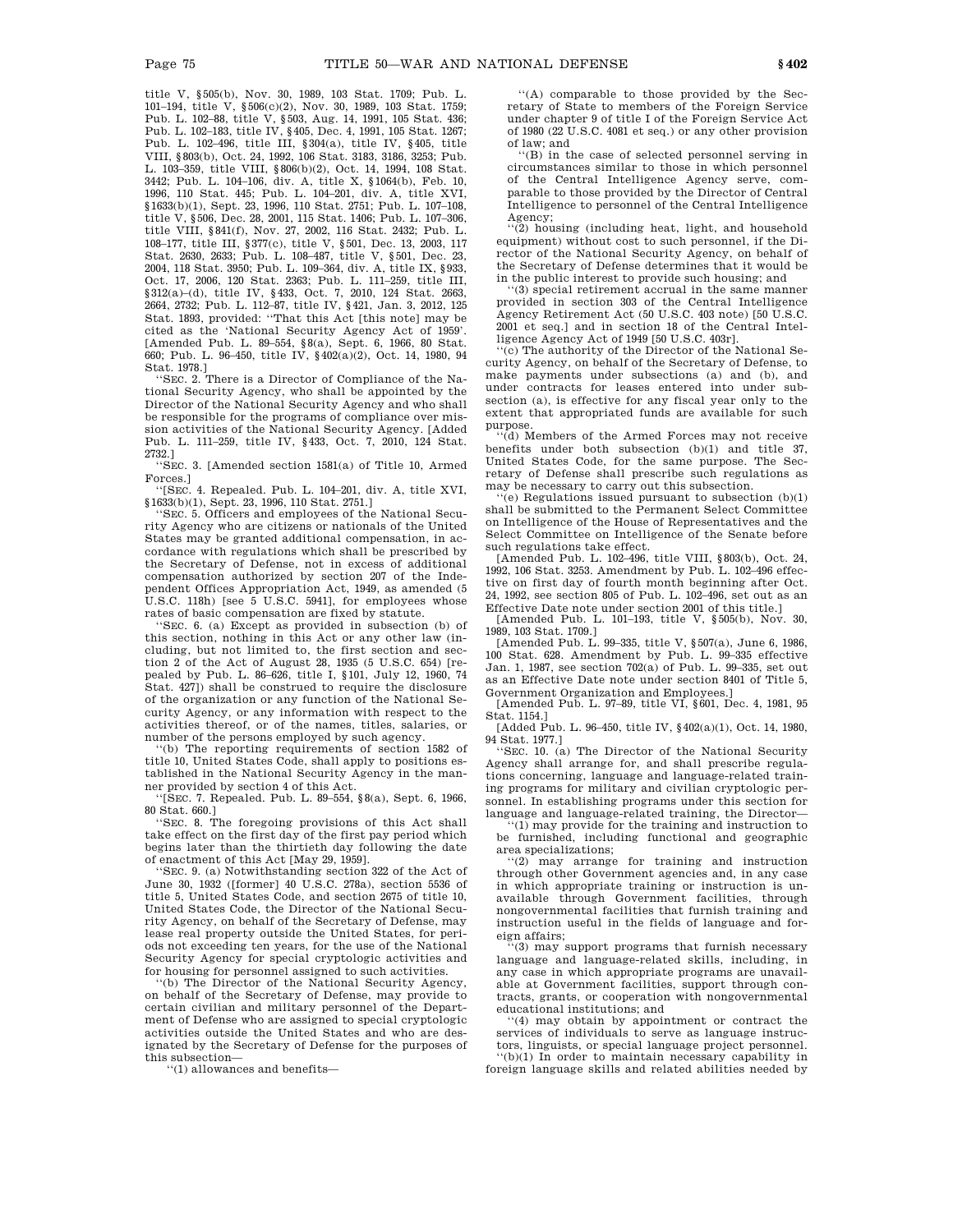title V, §505(b), Nov. 30, 1989, 103 Stat. 1709; Pub. L. 101–194, title V, §506(c)(2), Nov. 30, 1989, 103 Stat. 1759; Pub. L. 102–88, title V, §503, Aug. 14, 1991, 105 Stat. 436; Pub. L. 102–183, title IV, §405, Dec. 4, 1991, 105 Stat. 1267; Pub. L. 102–496, title III, §304(a), title IV, §405, title VIII, §803(b), Oct. 24, 1992, 106 Stat. 3183, 3186, 3253; Pub. L. 103–359, title VIII, §806(b)(2), Oct. 14, 1994, 108 Stat. 3442; Pub. L. 104–106, div. A, title X, §1064(b), Feb. 10, 1996, 110 Stat. 445; Pub. L. 104–201, div. A, title XVI, §1633(b)(1), Sept. 23, 1996, 110 Stat. 2751; Pub. L. 107–108, title V, §506, Dec. 28, 2001, 115 Stat. 1406; Pub. L. 107–306, title VIII, §841(f), Nov. 27, 2002, 116 Stat. 2432; Pub. L. 108–177, title III, §377(c), title V, §501, Dec. 13, 2003, 117 Stat. 2630, 2633; Pub. L. 108–487, title V, §501, Dec. 23, 2004, 118 Stat. 3950; Pub. L. 109–364, div. A, title IX, §933, Oct. 17, 2006, 120 Stat. 2363; Pub. L. 111–259, title III, §312(a)–(d), title IV, §433, Oct. 7, 2010, 124 Stat. 2663, 2664, 2732; Pub. L. 112–87, title IV, §421, Jan. 3, 2012, 125 Stat. 1893, provided: "That this Act [this note] may be cited as the 'National Security Agency Act of 1959'. [Amended Pub. L. 89–554, §8(a), Sept. 6, 1966, 80 Stat. 660; Pub. L. 96–450, title IV, §402(a)(2), Oct. 14, 1980, 94 Stat. 1978.]

"SEC. 2. There is a Director of Compliance of the National Security Agency, who shall be appointed by the Director of the National Security Agency and who shall be responsible for the programs of compliance over mission activities of the National Security Agency. [Added Pub. L. 111–259, title IV, §433, Oct. 7, 2010, 124 Stat. 2732.]

"SEC. 3. [Amended section 1581(a) of Title 10, Armed Forces.]

"[SEC. 4. Repealed. Pub. L. 104–201, div. A, title XVI, §1633(b)(1), Sept. 23, 1996, 110 Stat. 2751.]

"SEC. 5. Officers and employees of the National Security Agency who are citizens or nationals of the United States may be granted additional compensation, in accordance with regulations which shall be prescribed by the Secretary of Defense, not in excess of additional compensation authorized by section 207 of the Independent Offices Appropriation Act, 1949, as amended (5 U.S.C. 118h) [see 5 U.S.C. 5941], for employees whose rates of basic compensation are fixed by statute.

"SEC. 6. (a) Except as provided in subsection (b) of this section, nothing in this Act or any other law (including, but not limited to, the first section and section 2 of the Act of August 28, 1935 (5 U.S.C. 654) [repealed by Pub. L. 86–626, title I, §101, July 12, 1960, 74 Stat. 427]) shall be construed to require the disclosure of the organization or any function of the National Security Agency, or any information with respect to the activities thereof, or of the names, titles, salaries, or number of the persons employed by such agency.

"(b) The reporting requirements of section 1582 of title 10, United States Code, shall apply to positions established in the National Security Agency in the manner provided by section 4 of this Act.

"[SEC. 7. Repealed. Pub. L. 89–554, §8(a), Sept. 6, 1966, 80 Stat. 660.]

"SEC. 8. The foregoing provisions of this Act shall take effect on the first day of the first pay period which begins later than the thirtieth day following the date of enactment of this Act [May 29, 1959].

"SEC. 9. (a) Notwithstanding section 322 of the Act of June 30, 1932 ([former] 40 U.S.C. 278a), section 5536 of title 5, United States Code, and section 2675 of title 10, United States Code, the Director of the National Security Agency, on behalf of the Secretary of Defense, may lease real property outside the United States, for periods not exceeding ten years, for the use of the National Security Agency for special cryptologic activities and for housing for personnel assigned to such activities.

"(b) The Director of the National Security Agency, on behalf of the Secretary of Defense, may provide to certain civilian and military personnel of the Department of Defense who are assigned to special cryptologic activities outside the United States and who are designated by the Secretary of Defense for the purposes of this subsection—

"(1) allowances and benefits—

"(A) comparable to those provided by the Secretary of State to members of the Foreign Service under chapter 9 of title I of the Foreign Service Act of 1980 (22 U.S.C. 4081 et seq.) or any other provision of law; and

"(B) in the case of selected personnel serving in circumstances similar to those in which personnel of the Central Intelligence Agency serve, comparable to those provided by the Director of Central Intelligence to personnel of the Central Intelligence Agency;

"(2) housing (including heat, light, and household equipment) without cost to such personnel, if the Director of the National Security Agency, on behalf of the Secretary of Defense determines that it would be in the public interest to provide such housing; and

"(3) special retirement accrual in the same manner provided in section 303 of the Central Intelligence Agency Retirement Act (50 U.S.C. 403 note) [50 U.S.C. 2001 et seq.] and in section 18 of the Central Intelligence Agency Act of 1949 [50 U.S.C. 403r].

"(c) The authority of the Director of the National Security Agency, on behalf of the Secretary of Defense, to make payments under subsections (a) and (b), and under contracts for leases entered into under subsection (a), is effective for any fiscal year only to the extent that appropriated funds are available for such purpose.

"(d) Members of the Armed Forces may not receive benefits under both subsection (b)(1) and title 37, United States Code, for the same purpose. The Secretary of Defense shall prescribe such regulations as may be necessary to carry out this subsection.

"(e) Regulations issued pursuant to subsection (b)(1) shall be submitted to the Permanent Select Committee on Intelligence of the House of Representatives and the Select Committee on Intelligence of the Senate before such regulations take effect.

[Amended Pub. L. 102–496, title VIII, §803(b), Oct. 24, 1992, 106 Stat. 3253. Amendment by Pub. L. 102–496 effective on first day of fourth month beginning after Oct. 24, 1992, see section 805 of Pub. L. 102–496, set out as an Effective Date note under section 2001 of this title.]

[Amended Pub. L. 101–193, title V, §505(b), Nov. 30, 1989, 103 Stat. 1709.]

[Amended Pub. L. 99–335, title V, §507(a), June 6, 1986, 100 Stat. 628. Amendment by Pub. L. 99–335 effective Jan. 1, 1987, see section 702(a) of Pub. L. 99–335, set out as an Effective Date note under section 8401 of Title 5, Government Organization and Employees.]

[Amended Pub. L. 97–89, title VI, §601, Dec. 4, 1981, 95 Stat. 1154.]

[Added Pub. L. 96–450, title IV, §402(a)(1), Oct. 14, 1980, 94 Stat. 1977.]

"SEC. 10. (a) The Director of the National Security Agency shall arrange for, and shall prescribe regulations concerning, language and language-related training programs for military and civilian cryptologic personnel. In establishing programs under this section for language and language-related training, the Director—

"(1) may provide for the training and instruction to be furnished, including functional and geographic area specializations;

"(2) may arrange for training and instruction through other Government agencies and, in any case in which appropriate training or instruction is unavailable through Government facilities, through nongovernmental facilities that furnish training and instruction useful in the fields of language and foreign affairs;

"(3) may support programs that furnish necessary language and language-related skills, including, in any case in which appropriate programs are unavailable at Government facilities, support through contracts, grants, or cooperation with nongovernmental educational institutions; and

"(4) may obtain by appointment or contract the services of individuals to serve as language instructors, linguists, or special language project personnel.

"(b)(1) In order to maintain necessary capability in foreign language skills and related abilities needed by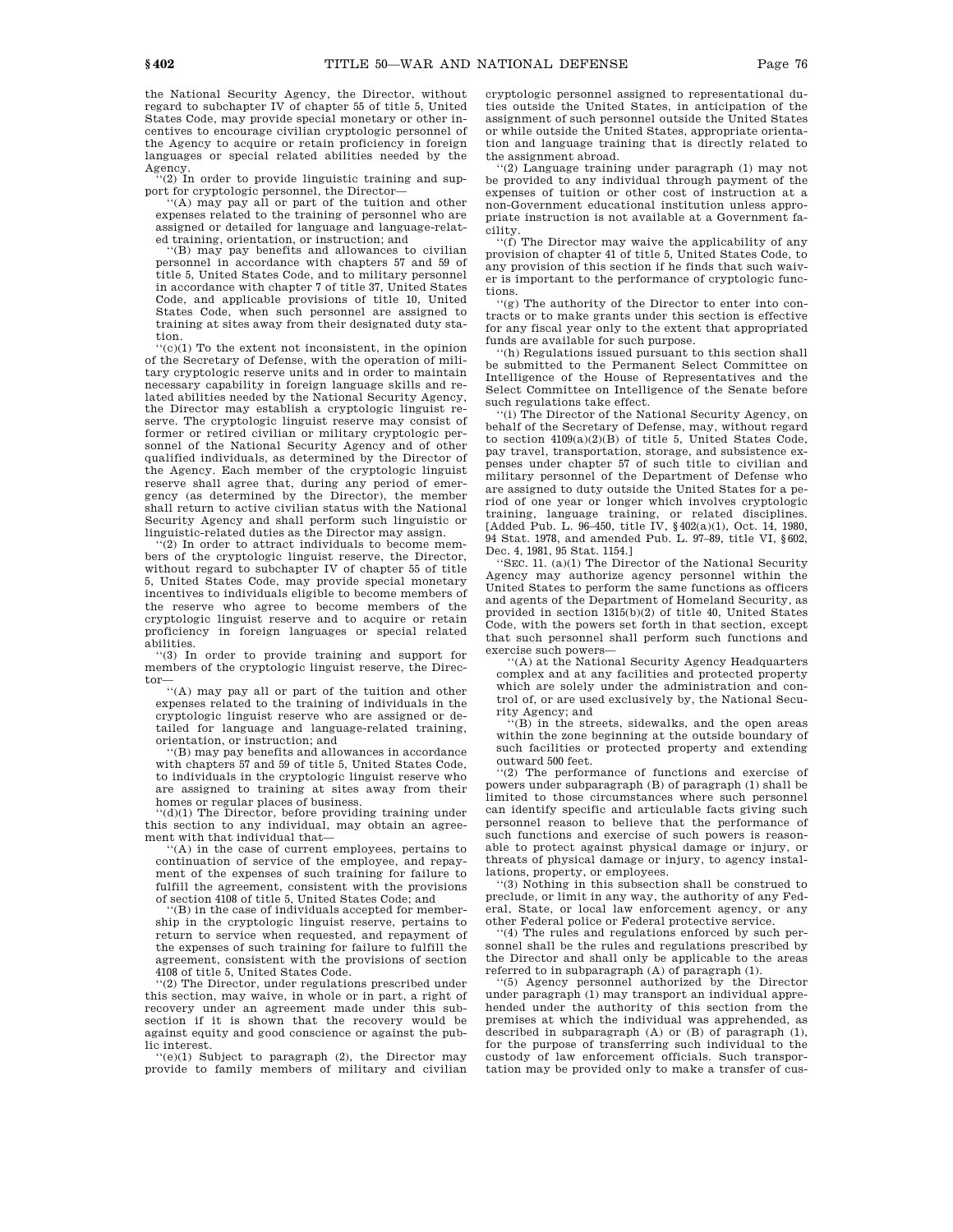the National Security Agency, the Director, without regard to subchapter IV of chapter 55 of title 5, United States Code, may provide special monetary or other incentives to encourage civilian cryptologic personnel of the Agency to acquire or retain proficiency in foreign languages or special related abilities needed by the Agency.

"(2) In order to provide linguistic training and support for cryptologic personnel, the Director—

"(A) may pay all or part of the tuition and other expenses related to the training of personnel who are assigned or detailed for language and language-related training, orientation, or instruction; and

"(B) may pay benefits and allowances to civilian personnel in accordance with chapters 57 and 59 of title 5, United States Code, and to military personnel in accordance with chapter 7 of title 37, United States Code, and applicable provisions of title 10, United States Code, when such personnel are assigned to training at sites away from their designated duty station.

"(c)(1) To the extent not inconsistent, in the opinion of the Secretary of Defense, with the operation of military cryptologic reserve units and in order to maintain necessary capability in foreign language skills and related abilities needed by the National Security Agency, the Director may establish a cryptologic linguist reserve. The cryptologic linguist reserve may consist of former or retired civilian or military cryptologic personnel of the National Security Agency and of other qualified individuals, as determined by the Director of the Agency. Each member of the cryptologic linguist reserve shall agree that, during any period of emergency (as determined by the Director), the member shall return to active civilian status with the National Security Agency and shall perform such linguistic or linguistic-related duties as the Director may assign.

"(2) In order to attract individuals to become members of the cryptologic linguist reserve, the Director, without regard to subchapter IV of chapter 55 of title 5, United States Code, may provide special monetary incentives to individuals eligible to become members of the reserve who agree to become members of the cryptologic linguist reserve and to acquire or retain proficiency in foreign languages or special related abilities.

"(3) In order to provide training and support for members of the cryptologic linguist reserve, the Director—

"(A) may pay all or part of the tuition and other expenses related to the training of individuals in the cryptologic linguist reserve who are assigned or detailed for language and language-related training, orientation, or instruction; and

"(B) may pay benefits and allowances in accordance with chapters 57 and 59 of title 5, United States Code, to individuals in the cryptologic linguist reserve who are assigned to training at sites away from their homes or regular places of business.

"(d)(1) The Director, before providing training under this section to any individual, may obtain an agreement with that individual that—

"(A) in the case of current employees, pertains to continuation of service of the employee, and repayment of the expenses of such training for failure to fulfill the agreement, consistent with the provisions of section 4108 of title 5, United States Code; and

"(B) in the case of individuals accepted for membership in the cryptologic linguist reserve, pertains to return to service when requested, and repayment of the expenses of such training for failure to fulfill the agreement, consistent with the provisions of section 4108 of title 5, United States Code.

"(2) The Director, under regulations prescribed under this section, may waive, in whole or in part, a right of recovery under an agreement made under this subsection if it is shown that the recovery would be against equity and good conscience or against the public interest.

"(e)(1) Subject to paragraph (2), the Director may provide to family members of military and civilian cryptologic personnel assigned to representational duties outside the United States, in anticipation of the assignment of such personnel outside the United States or while outside the United States, appropriate orientation and language training that is directly related to the assignment abroad.

"(2) Language training under paragraph (1) may not be provided to any individual through payment of the expenses of tuition or other cost of instruction at a non-Government educational institution unless appropriate instruction is not available at a Government facility.

"(f) The Director may waive the applicability of any provision of chapter 41 of title 5, United States Code, to any provision of this section if he finds that such waiver is important to the performance of cryptologic functions.

"(g) The authority of the Director to enter into contracts or to make grants under this section is effective for any fiscal year only to the extent that appropriated funds are available for such purpose.

"(h) Regulations issued pursuant to this section shall be submitted to the Permanent Select Committee on Intelligence of the House of Representatives and the Select Committee on Intelligence of the Senate before such regulations take effect.

"(i) The Director of the National Security Agency, on behalf of the Secretary of Defense, may, without regard to section 4109(a)(2)(B) of title 5, United States Code, pay travel, transportation, storage, and subsistence expenses under chapter 57 of such title to civilian and military personnel of the Department of Defense who are assigned to duty outside the United States for a period of one year or longer which involves cryptologic training, language training, or related disciplines. [Added Pub. L. 96–450, title IV, §402(a)(1), Oct. 14, 1980, 94 Stat. 1978, and amended Pub. L. 97–89, title VI, §602, Dec. 4, 1981, 95 Stat. 1154.]

"SEC. 11. (a)(1) The Director of the National Security Agency may authorize agency personnel within the United States to perform the same functions as officers and agents of the Department of Homeland Security, as provided in section 1315(b)(2) of title 40, United States Code, with the powers set forth in that section, except that such personnel shall perform such functions and exercise such powers—

"(A) at the National Security Agency Headquarters complex and at any facilities and protected property which are solely under the administration and control of, or are used exclusively by, the National Security Agency; and

"(B) in the streets, sidewalks, and the open areas within the zone beginning at the outside boundary of such facilities or protected property and extending outward 500 feet.

"(2) The performance of functions and exercise of powers under subparagraph (B) of paragraph (1) shall be limited to those circumstances where such personnel can identify specific and articulable facts giving such personnel reason to believe that the performance of such functions and exercise of such powers is reasonable to protect against physical damage or injury, or threats of physical damage or injury, to agency installations, property, or employees.

"(3) Nothing in this subsection shall be construed to preclude, or limit in any way, the authority of any Federal, State, or local law enforcement agency, or any other Federal police or Federal protective service.

"(4) The rules and regulations enforced by such personnel shall be the rules and regulations prescribed by the Director and shall only be applicable to the areas referred to in subparagraph (A) of paragraph (1).

"(5) Agency personnel authorized by the Director under paragraph (1) may transport an individual apprehended under the authority of this section from the premises at which the individual was apprehended, as described in subparagraph (A) or (B) of paragraph (1), for the purpose of transferring such individual to the custody of law enforcement officials. Such transportation may be provided only to make a transfer of cus-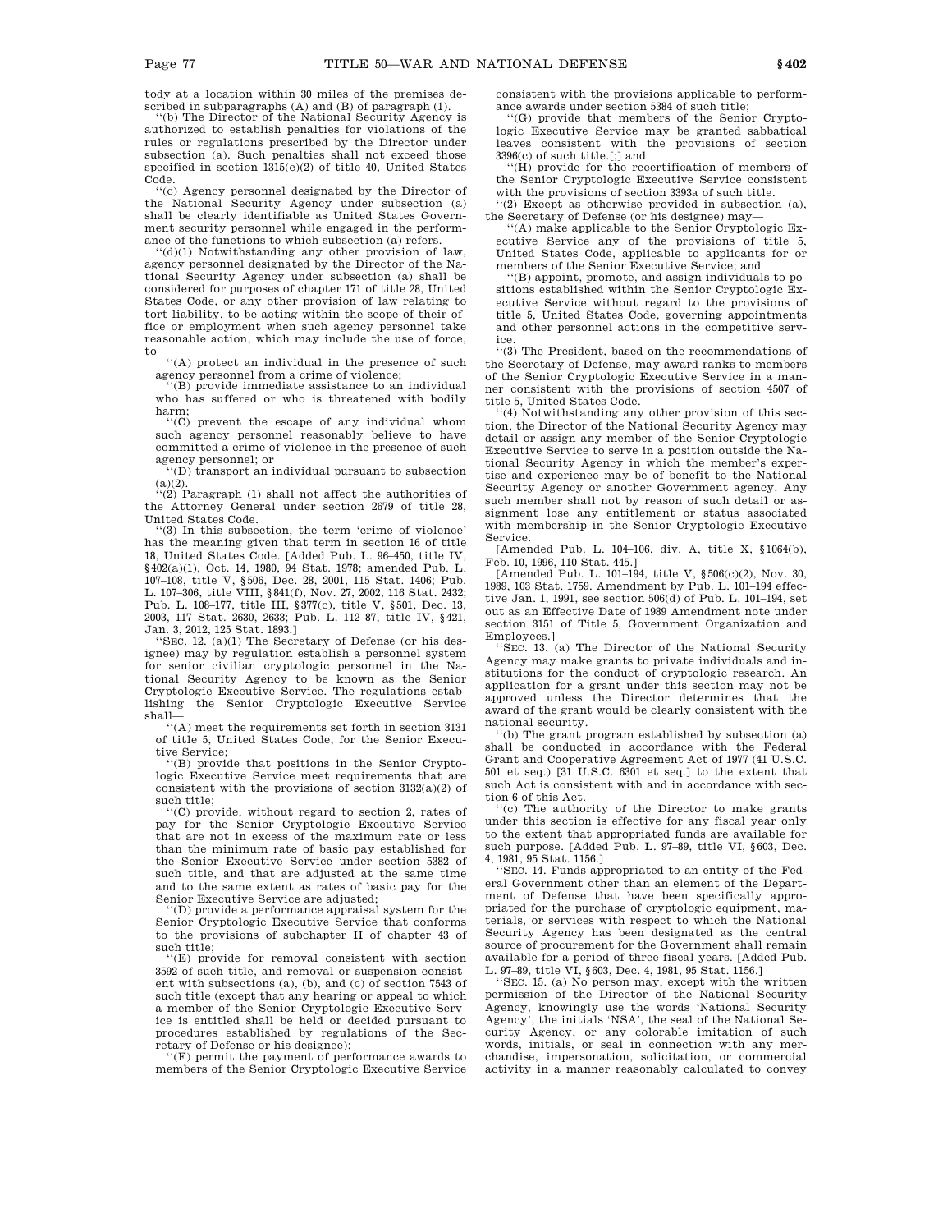tody at a location within 30 miles of the premises described in subparagraphs (A) and (B) of paragraph (1).

"(b) The Director of the National Security Agency is authorized to establish penalties for violations of the rules or regulations prescribed by the Director under subsection (a). Such penalties shall not exceed those specified in section 1315(c)(2) of title 40, United States Code.

"(c) Agency personnel designated by the Director of the National Security Agency under subsection (a) shall be clearly identifiable as United States Government security personnel while engaged in the performance of the functions to which subsection (a) refers.

"(d)(1) Notwithstanding any other provision of law, agency personnel designated by the Director of the National Security Agency under subsection (a) shall be considered for purposes of chapter 171 of title 28, United States Code, or any other provision of law relating to tort liability, to be acting within the scope of their office or employment when such agency personnel take reasonable action, which may include the use of force, to—

"(A) protect an individual in the presence of such agency personnel from a crime of violence;

"(B) provide immediate assistance to an individual who has suffered or who is threatened with bodily harm;

"(C) prevent the escape of any individual whom such agency personnel reasonably believe to have committed a crime of violence in the presence of such agency personnel; or

"(D) transport an individual pursuant to subsection (a)(2).

"(2) Paragraph (1) shall not affect the authorities of the Attorney General under section 2679 of title 28, United States Code.

"(3) In this subsection, the term 'crime of violence' has the meaning given that term in section 16 of title 18, United States Code. [Added Pub. L. 96–450, title IV, §402(a)(1), Oct. 14, 1980, 94 Stat. 1978; amended Pub. L. 107–108, title V, §506, Dec. 28, 2001, 115 Stat. 1406; Pub. L. 107–306, title VIII, §841(f), Nov. 27, 2002, 116 Stat. 2432; Pub. L. 108–177, title III, §377(c), title V, §501, Dec. 13, 2003, 117 Stat. 2630, 2633; Pub. L. 112–87, title IV, §421, Jan. 3, 2012, 125 Stat. 1893.]

"SEC. 12. (a)(1) The Secretary of Defense (or his designee) may by regulation establish a personnel system for senior civilian cryptologic personnel in the National Security Agency to be known as the Senior Cryptologic Executive Service. The regulations establishing the Senior Cryptologic Executive Service shall—

"(A) meet the requirements set forth in section 3131 of title 5, United States Code, for the Senior Executive Service;

"(B) provide that positions in the Senior Cryptologic Executive Service meet requirements that are consistent with the provisions of section 3132(a)(2) of such title;

"(C) provide, without regard to section 2, rates of pay for the Senior Cryptologic Executive Service that are not in excess of the maximum rate or less than the minimum rate of basic pay established for the Senior Executive Service under section 5382 of such title, and that are adjusted at the same time and to the same extent as rates of basic pay for the Senior Executive Service are adjusted;

"(D) provide a performance appraisal system for the Senior Cryptologic Executive Service that conforms to the provisions of subchapter II of chapter 43 of such title;

"(E) provide for removal consistent with section 3592 of such title, and removal or suspension consistent with subsections (a), (b), and (c) of section 7543 of such title (except that any hearing or appeal to which a member of the Senior Cryptologic Executive Service is entitled shall be held or decided pursuant to procedures established by regulations of the Secretary of Defense or his designee);

"(F) permit the payment of performance awards to members of the Senior Cryptologic Executive Service consistent with the provisions applicable to performance awards under section 5384 of such title;

"(G) provide that members of the Senior Cryptologic Executive Service may be granted sabbatical leaves consistent with the provisions of section 3396(c) of such title.[;] and

"(H) provide for the recertification of members of the Senior Cryptologic Executive Service consistent with the provisions of section 3393a of such title.

"(2) Except as otherwise provided in subsection (a), the Secretary of Defense (or his designee) may—

"(A) make applicable to the Senior Cryptologic Executive Service any of the provisions of title 5, United States Code, applicable to applicants for or members of the Senior Executive Service; and

"(B) appoint, promote, and assign individuals to positions established within the Senior Cryptologic Executive Service without regard to the provisions of title 5, United States Code, governing appointments and other personnel actions in the competitive service.

"(3) The President, based on the recommendations of the Secretary of Defense, may award ranks to members of the Senior Cryptologic Executive Service in a manner consistent with the provisions of section 4507 of title 5, United States Code.

"(4) Notwithstanding any other provision of this section, the Director of the National Security Agency may detail or assign any member of the Senior Cryptologic Executive Service to serve in a position outside the National Security Agency in which the member's expertise and experience may be of benefit to the National Security Agency or another Government agency. Any such member shall not by reason of such detail or assignment lose any entitlement or status associated with membership in the Senior Cryptologic Executive Service.

[Amended Pub. L. 104–106, div. A, title X, §1064(b), Feb. 10, 1996, 110 Stat. 445.]

[Amended Pub. L. 101–194, title V, §506(c)(2), Nov. 30, 1989, 103 Stat. 1759. Amendment by Pub. L. 101–194 effective Jan. 1, 1991, see section 506(d) of Pub. L. 101–194, set out as an Effective Date of 1989 Amendment note under section 3151 of Title 5, Government Organization and Employees.]

"SEC. 13. (a) The Director of the National Security Agency may make grants to private individuals and institutions for the conduct of cryptologic research. An application for a grant under this section may not be approved unless the Director determines that the award of the grant would be clearly consistent with the national security.

"(b) The grant program established by subsection (a) shall be conducted in accordance with the Federal Grant and Cooperative Agreement Act of 1977 (41 U.S.C. 501 et seq.) [31 U.S.C. 6301 et seq.] to the extent that such Act is consistent with and in accordance with section 6 of this Act.

"(c) The authority of the Director to make grants under this section is effective for any fiscal year only to the extent that appropriated funds are available for such purpose. [Added Pub. L. 97–89, title VI, §603, Dec. 4, 1981, 95 Stat. 1156.]

"SEC. 14. Funds appropriated to an entity of the Federal Government other than an element of the Department of Defense that have been specifically appropriated for the purchase of cryptologic equipment, materials, or services with respect to which the National Security Agency has been designated as the central source of procurement for the Government shall remain available for a period of three fiscal years. [Added Pub. L. 97–89, title VI, §603, Dec. 4, 1981, 95 Stat. 1156.]

"SEC. 15. (a) No person may, except with the written permission of the Director of the National Security Agency, knowingly use the words 'National Security Agency', the initials 'NSA', the seal of the National Security Agency, or any colorable imitation of such words, initials, or seal in connection with any merchandise, impersonation, solicitation, or commercial activity in a manner reasonably calculated to convey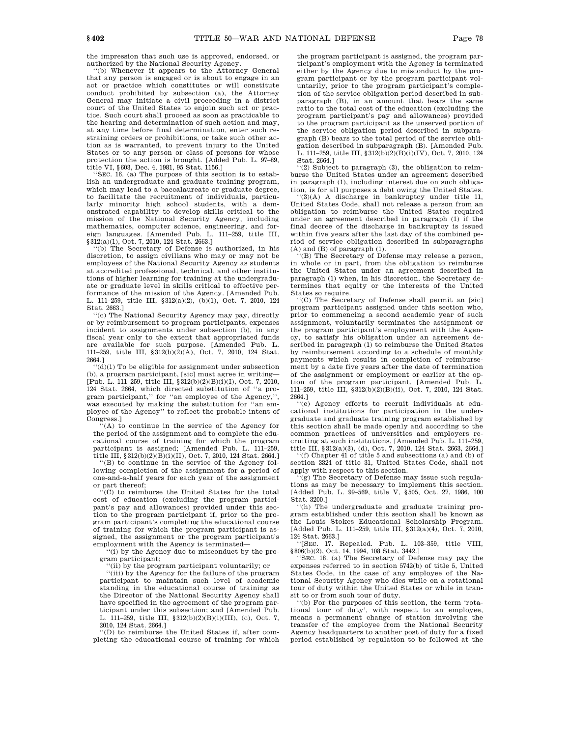the impression that such use is approved, endorsed, or authorized by the National Security Agency.

''(b) Whenever it appears to the Attorney General that any person is engaged or is about to engage in an act or practice which constitutes or will constitute conduct prohibited by subsection (a), the Attorney General may initiate a civil proceeding in a district court of the United States to enjoin such act or practice. Such court shall proceed as soon as practicable to the hearing and determination of such action and may, at any time before final determination, enter such restraining orders or prohibitions, or take such other action as is warranted, to prevent injury to the United States or to any person or class of persons for whose protection the action is brought. [Added Pub. L. 97–89, title VI, §603, Dec. 4, 1981, 95 Stat. 1156.]

''SEC. 16. (a) The purpose of this section is to establish an undergraduate and graduate training program, which may lead to a baccalaureate or graduate degree, to facilitate the recruitment of individuals, particularly minority high school students, with a demonstrated capability to develop skills critical to the mission of the National Security Agency, including mathematics, computer science, engineering, and foreign languages. [Amended Pub. L. 111–259, title III, §312(a)(1), Oct. 7, 2010, 124 Stat. 2663.]

''(b) The Secretary of Defense is authorized, in his discretion, to assign civilians who may or may not be employees of the National Security Agency as students at accredited professional, technical, and other institutions of higher learning for training at the undergraduate or graduate level in skills critical to effective performance of the mission of the Agency. [Amended Pub. L. 111–259, title III, §312(a)(2), (b)(1), Oct. 7, 2010, 124 Stat. 2663.]

''(c) The National Security Agency may pay, directly or by reimbursement to program participants, expenses incident to assignments under subsection (b), in any fiscal year only to the extent that appropriated funds are available for such purpose. [Amended Pub. L. 111–259, title III, §312(b)(2)(A), Oct. 7, 2010, 124 Stat. 2664.]

''(d)(1) To be eligible for assignment under subsection (b), a program participant, [sic] must agree in writing— [Pub. L. 111–259, title III, §312(b)(2)(B)(i)(I), Oct. 7, 2010, 124 Stat. 2664, which directed substitution of ''a program participant,'' for ''an employee of the Agency,'', was executed by making the substitution for ''an employee of the Agency'' to reflect the probable intent of Congress.]

''(A) to continue in the service of the Agency for the period of the assignment and to complete the educational course of training for which the program participant is assigned; [Amended Pub. L. 111–259, title III, §312(b)(2)(B)(i)(II), Oct. 7, 2010, 124 Stat. 2664.]

''(B) to continue in the service of the Agency following completion of the assignment for a period of one-and-a-half years for each year of the assignment or part thereof;

''(C) to reimburse the United States for the total cost of education (excluding the program participant's pay and allowances) provided under this section to the program participant if, prior to the program participant's completing the educational course of training for which the program participant is assigned, the assignment or the program participant's employment with the Agency is terminated—

''(i) by the Agency due to misconduct by the program participant;

''(ii) by the program participant voluntarily; or

''(iii) by the Agency for the failure of the program participant to maintain such level of academic standing in the educational course of training as the Director of the National Security Agency shall have specified in the agreement of the program participant under this subsection; and [Amended Pub. L. 111–259, title III, §312(b)(2)(B)(i)(III), (c), Oct. 7, 2010, 124 Stat. 2664.]

''(D) to reimburse the United States if, after completing the educational course of training for which the program participant is assigned, the program participant's employment with the Agency is terminated either by the Agency due to misconduct by the program participant or by the program participant voluntarily, prior to the program participant's completion of the service obligation period described in subparagraph (B), in an amount that bears the same ratio to the total cost of the education (excluding the program participant's pay and allowances) provided to the program participant as the unserved portion of the service obligation period described in subparagraph (B) bears to the total period of the service obligation described in subparagraph (B). [Amended Pub. L. 111–259, title III, §312(b)(2)(B)(i)(IV), Oct. 7, 2010, 124 Stat. 2664.]

''(2) Subject to paragraph (3), the obligation to reimburse the United States under an agreement described in paragraph (1), including interest due on such obligation, is for all purposes a debt owing the United States.

''(3)(A) A discharge in bankruptcy under title 11, United States Code, shall not release a person from an obligation to reimburse the United States required under an agreement described in paragraph (1) if the final decree of the discharge in bankruptcy is issued within five years after the last day of the combined period of service obligation described in subparagraphs (A) and (B) of paragraph (1).

''(B) The Secretary of Defense may release a person, in whole or in part, from the obligation to reimburse the United States under an agreement described in paragraph (1) when, in his discretion, the Secretary determines that equity or the interests of the United States so require.

''(C) The Secretary of Defense shall permit an [sic] program participant assigned under this section who, prior to commencing a second academic year of such assignment, voluntarily terminates the assignment or the program participant's employment with the Agency, to satisfy his obligation under an agreement described in paragraph (1) to reimburse the United States by reimbursement according to a schedule of monthly payments which results in completion of reimbursement by a date five years after the date of termination of the assignment or employment or earlier at the option of the program participant. [Amended Pub. L. 111–259, title III, §312(b)(2)(B)(ii), Oct. 7, 2010, 124 Stat. 2664.]

''(e) Agency efforts to recruit individuals at educational institutions for participation in the undergraduate and graduate training program established by this section shall be made openly and according to the common practices of universities and employers recruiting at such institutions. [Amended Pub. L. 111–259, title III, §312(a)(3), (d), Oct. 7, 2010, 124 Stat. 2663, 2664.]

''(f) Chapter 41 of title 5 and subsections (a) and (b) of section 3324 of title 31, United States Code, shall not apply with respect to this section.

''(g) The Secretary of Defense may issue such regulations as may be necessary to implement this section. [Added Pub. L. 99–569, title V, §505, Oct. 27, 1986, 100 Stat. 3200.]

''(h) The undergraduate and graduate training program established under this section shall be known as the Louis Stokes Educational Scholarship Program. [Added Pub. L. 111–259, title III, §312(a)(4), Oct. 7, 2010, 124 Stat. 2663.]

''[SEC. 17. Repealed. Pub. L. 103–359, title VIII, §806(b)(2), Oct. 14, 1994, 108 Stat. 3442.]

''SEC. 18. (a) The Secretary of Defense may pay the expenses referred to in section 5742(b) of title 5, United States Code, in the case of any employee of the National Security Agency who dies while on a rotational tour of duty within the United States or while in transit to or from such tour of duty.

''(b) For the purposes of this section, the term 'rotational tour of duty', with respect to an employee, means a permanent change of station involving the transfer of the employee from the National Security Agency headquarters to another post of duty for a fixed period established by regulation to be followed at the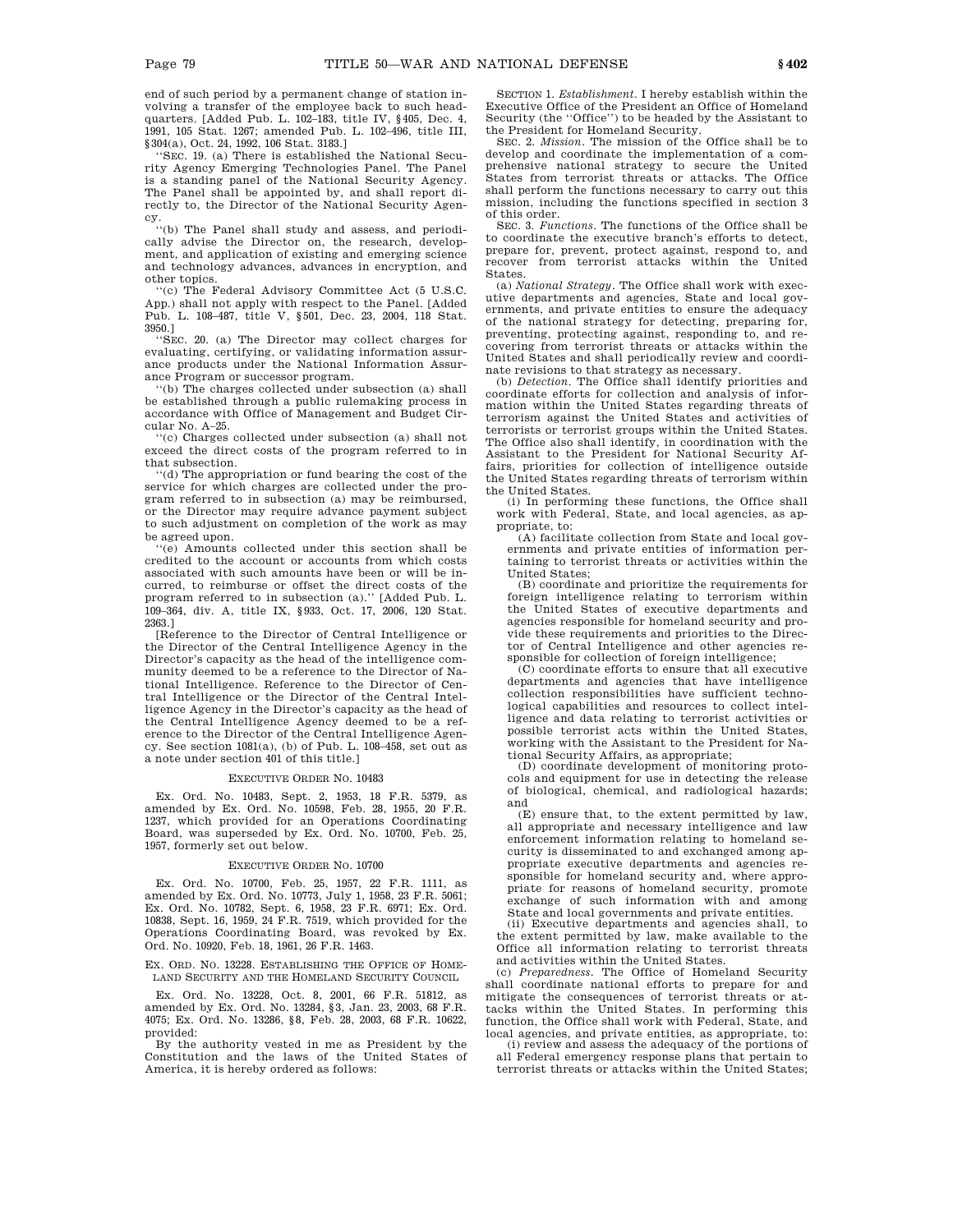end of such period by a permanent change of station involving a transfer of the employee back to such headquarters. [Added Pub. L. 102–183, title IV, §405, Dec. 4, 1991, 105 Stat. 1267; amended Pub. L. 102–496, title III, §304(a), Oct. 24, 1992, 106 Stat. 3183.]

''SEC. 19. (a) There is established the National Security Agency Emerging Technologies Panel. The Panel is a standing panel of the National Security Agency. The Panel shall be appointed by, and shall report directly to, the Director of the National Security Agency.

''(b) The Panel shall study and assess, and periodically advise the Director on, the research, development, and application of existing and emerging science and technology advances, advances in encryption, and other topics.

''(c) The Federal Advisory Committee Act (5 U.S.C. App.) shall not apply with respect to the Panel. [Added Pub. L. 108–487, title V, §501, Dec. 23, 2004, 118 Stat. 3950.]

''SEC. 20. (a) The Director may collect charges for evaluating, certifying, or validating information assurance products under the National Information Assurance Program or successor program.

''(b) The charges collected under subsection (a) shall be established through a public rulemaking process in accordance with Office of Management and Budget Circular No. A–25.

''(c) Charges collected under subsection (a) shall not exceed the direct costs of the program referred to in that subsection.

''(d) The appropriation or fund bearing the cost of the service for which charges are collected under the program referred to in subsection (a) may be reimbursed, or the Director may require advance payment subject to such adjustment on completion of the work as may be agreed upon.

''(e) Amounts collected under this section shall be credited to the account or accounts from which costs associated with such amounts have been or will be incurred, to reimburse or offset the direct costs of the program referred to in subsection (a).'' [Added Pub. L. 109–364, div. A, title IX, §933, Oct. 17, 2006, 120 Stat. 2363.]

[Reference to the Director of Central Intelligence or the Director of the Central Intelligence Agency in the Director's capacity as the head of the intelligence community deemed to be a reference to the Director of National Intelligence. Reference to the Director of Central Intelligence or the Director of the Central Intelligence Agency in the Director's capacity as the head of the Central Intelligence Agency deemed to be a reference to the Director of the Central Intelligence Agency. See section 1081(a), (b) of Pub. L. 108–458, set out as a note under section 401 of this title.]

### EXECUTIVE ORDER NO. 10483

Ex. Ord. No. 10483, Sept. 2, 1953, 18 F.R. 5379, as amended by Ex. Ord. No. 10598, Feb. 28, 1955, 20 F.R. 1237, which provided for an Operations Coordinating Board, was superseded by Ex. Ord. No. 10700, Feb. 25, 1957, formerly set out below.

### EXECUTIVE ORDER NO. 10700

Ex. Ord. No. 10700, Feb. 25, 1957, 22 F.R. 1111, as amended by Ex. Ord. No. 10773, July 1, 1958, 23 F.R. 5061; Ex. Ord. No. 10782, Sept. 6, 1958, 23 F.R. 6971; Ex. Ord. 10838, Sept. 16, 1959, 24 F.R. 7519, which provided for the Operations Coordinating Board, was revoked by Ex. Ord. No. 10920, Feb. 18, 1961, 26 F.R. 1463.

### EX. ORD. NO. 13228. ESTABLISHING THE OFFICE OF HOMELAND SECURITY AND THE HOMELAND SECURITY COUNCIL

Ex. Ord. No. 13228, Oct. 8, 2001, 66 F.R. 51812, as amended by Ex. Ord. No. 13284, §3, Jan. 23, 2003, 68 F.R. 4075; Ex. Ord. No. 13286, §8, Feb. 28, 2003, 68 F.R. 10622, provided:

By the authority vested in me as President by the Constitution and the laws of the United States of America, it is hereby ordered as follows:

SECTION 1. *Establishment*. I hereby establish within the Executive Office of the President an Office of Homeland Security (the ''Office'') to be headed by the Assistant to the President for Homeland Security.

SEC. 2. *Mission*. The mission of the Office shall be to develop and coordinate the implementation of a comprehensive national strategy to secure the United States from terrorist threats or attacks. The Office shall perform the functions necessary to carry out this mission, including the functions specified in section 3 of this order.

SEC. 3. *Functions*. The functions of the Office shall be to coordinate the executive branch's efforts to detect, prepare for, prevent, protect against, respond to, and recover from terrorist attacks within the United States.

(a) *National Strategy*. The Office shall work with executive departments and agencies, State and local governments, and private entities to ensure the adequacy of the national strategy for detecting, preparing for, preventing, protecting against, responding to, and recovering from terrorist threats or attacks within the United States and shall periodically review and coordinate revisions to that strategy as necessary.

(b) *Detection*. The Office shall identify priorities and coordinate efforts for collection and analysis of information within the United States regarding threats of terrorism against the United States and activities of terrorists or terrorist groups within the United States. The Office also shall identify, in coordination with the Assistant to the President for National Security Affairs, priorities for collection of intelligence outside the United States regarding threats of terrorism within the United States.

(i) In performing these functions, the Office shall work with Federal, State, and local agencies, as appropriate, to:

(A) facilitate collection from State and local governments and private entities of information pertaining to terrorist threats or activities within the United States;

(B) coordinate and prioritize the requirements for foreign intelligence relating to terrorism within the United States of executive departments and agencies responsible for homeland security and provide these requirements and priorities to the Director of Central Intelligence and other agencies responsible for collection of foreign intelligence;

(C) coordinate efforts to ensure that all executive departments and agencies that have intelligence collection responsibilities have sufficient technological capabilities and resources to collect intelligence and data relating to terrorist activities or possible terrorist acts within the United States, working with the Assistant to the President for National Security Affairs, as appropriate;

(D) coordinate development of monitoring protocols and equipment for use in detecting the release of biological, chemical, and radiological hazards; and

(E) ensure that, to the extent permitted by law, all appropriate and necessary intelligence and law enforcement information relating to homeland security is disseminated to and exchanged among appropriate executive departments and agencies responsible for homeland security and, where appropriate for reasons of homeland security, promote exchange of such information with and among State and local governments and private entities.

(ii) Executive departments and agencies shall, to the extent permitted by law, make available to the Office all information relating to terrorist threats and activities within the United States.

(c) *Preparedness*. The Office of Homeland Security shall coordinate national efforts to prepare for and mitigate the consequences of terrorist threats or attacks within the United States. In performing this function, the Office shall work with Federal, State, and local agencies, and private entities, as appropriate, to:

(i) review and assess the adequacy of the portions of all Federal emergency response plans that pertain to terrorist threats or attacks within the United States;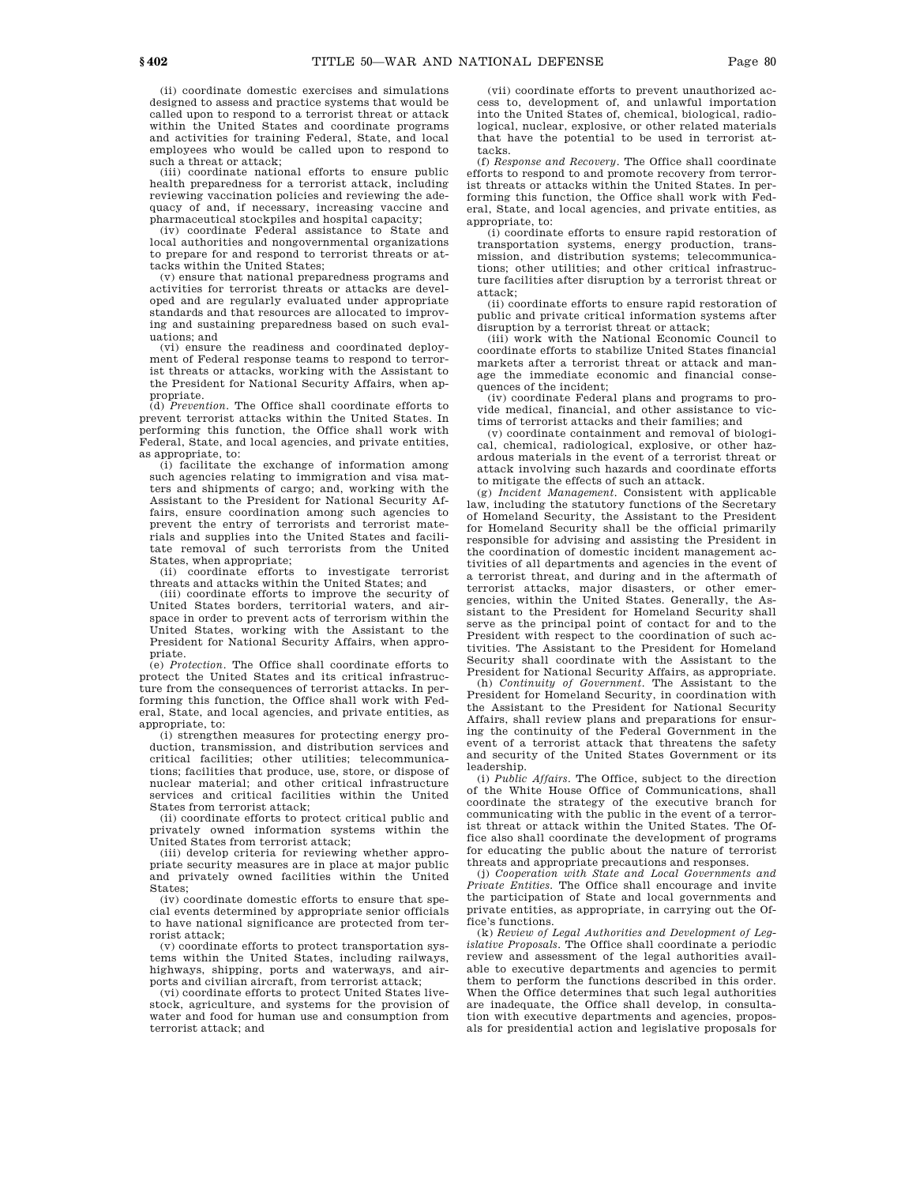(ii) coordinate domestic exercises and simulations designed to assess and practice systems that would be called upon to respond to a terrorist threat or attack within the United States and coordinate programs and activities for training Federal, State, and local employees who would be called upon to respond to such a threat or attack;

(iii) coordinate national efforts to ensure public health preparedness for a terrorist attack, including reviewing vaccination policies and reviewing the adequacy of and, if necessary, increasing vaccine and pharmaceutical stockpiles and hospital capacity;

(iv) coordinate Federal assistance to State and local authorities and nongovernmental organizations to prepare for and respond to terrorist threats or attacks within the United States;

(v) ensure that national preparedness programs and activities for terrorist threats or attacks are developed and are regularly evaluated under appropriate standards and that resources are allocated to improving and sustaining preparedness based on such evaluations; and

(vi) ensure the readiness and coordinated deployment of Federal response teams to respond to terrorist threats or attacks, working with the Assistant to the President for National Security Affairs, when appropriate.

(d) *Prevention*. The Office shall coordinate efforts to prevent terrorist attacks within the United States. In performing this function, the Office shall work with Federal, State, and local agencies, and private entities, as appropriate, to:

(i) facilitate the exchange of information among such agencies relating to immigration and visa matters and shipments of cargo; and, working with the Assistant to the President for National Security Affairs, ensure coordination among such agencies to prevent the entry of terrorists and terrorist materials and supplies into the United States and facilitate removal of such terrorists from the United States, when appropriate;

(ii) coordinate efforts to investigate terrorist threats and attacks within the United States; and

(iii) coordinate efforts to improve the security of United States borders, territorial waters, and airspace in order to prevent acts of terrorism within the United States, working with the Assistant to the President for National Security Affairs, when appropriate.

(e) *Protection*. The Office shall coordinate efforts to protect the United States and its critical infrastructure from the consequences of terrorist attacks. In performing this function, the Office shall work with Federal, State, and local agencies, and private entities, as appropriate, to:

(i) strengthen measures for protecting energy production, transmission, and distribution services and critical facilities; other utilities; telecommunications; facilities that produce, use, store, or dispose of nuclear material; and other critical infrastructure services and critical facilities within the United States from terrorist attack;

(ii) coordinate efforts to protect critical public and privately owned information systems within the United States from terrorist attack;

(iii) develop criteria for reviewing whether appropriate security measures are in place at major public and privately owned facilities within the United States;

(iv) coordinate domestic efforts to ensure that special events determined by appropriate senior officials to have national significance are protected from terrorist attack;

(v) coordinate efforts to protect transportation systems within the United States, including railways, highways, shipping, ports and waterways, and airports and civilian aircraft, from terrorist attack;

(vi) coordinate efforts to protect United States livestock, agriculture, and systems for the provision of water and food for human use and consumption from terrorist attack; and

(vii) coordinate efforts to prevent unauthorized access to, development of, and unlawful importation into the United States of, chemical, biological, radiological, nuclear, explosive, or other related materials that have the potential to be used in terrorist attacks.

(f) *Response and Recovery*. The Office shall coordinate efforts to respond to and promote recovery from terrorist threats or attacks within the United States. In performing this function, the Office shall work with Federal, State, and local agencies, and private entities, as appropriate, to:

(i) coordinate efforts to ensure rapid restoration of transportation systems, energy production, transmission, and distribution systems; telecommunications; other utilities; and other critical infrastructure facilities after disruption by a terrorist threat or attack;

(ii) coordinate efforts to ensure rapid restoration of public and private critical information systems after disruption by a terrorist threat or attack;

(iii) work with the National Economic Council to coordinate efforts to stabilize United States financial markets after a terrorist threat or attack and manage the immediate economic and financial consequences of the incident;

(iv) coordinate Federal plans and programs to provide medical, financial, and other assistance to victims of terrorist attacks and their families; and

(v) coordinate containment and removal of biological, chemical, radiological, explosive, or other hazardous materials in the event of a terrorist threat or attack involving such hazards and coordinate efforts to mitigate the effects of such an attack.

(g) *Incident Management*. Consistent with applicable law, including the statutory functions of the Secretary of Homeland Security, the Assistant to the President for Homeland Security shall be the official primarily responsible for advising and assisting the President in the coordination of domestic incident management activities of all departments and agencies in the event of a terrorist threat, and during and in the aftermath of terrorist attacks, major disasters, or other emergencies, within the United States. Generally, the Assistant to the President for Homeland Security shall serve as the principal point of contact for and to the President with respect to the coordination of such activities. The Assistant to the President for Homeland Security shall coordinate with the Assistant to the President for National Security Affairs, as appropriate.

(h) *Continuity of Government*. The Assistant to the President for Homeland Security, in coordination with the Assistant to the President for National Security Affairs, shall review plans and preparations for ensuring the continuity of the Federal Government in the event of a terrorist attack that threatens the safety and security of the United States Government or its leadership.

(i) *Public Affairs*. The Office, subject to the direction of the White House Office of Communications, shall coordinate the strategy of the executive branch for communicating with the public in the event of a terrorist threat or attack within the United States. The Office also shall coordinate the development of programs for educating the public about the nature of terrorist threats and appropriate precautions and responses.

(j) *Cooperation with State and Local Governments and Private Entities*. The Office shall encourage and invite the participation of State and local governments and private entities, as appropriate, in carrying out the Office's functions.

(k) *Review of Legal Authorities and Development of Legislative Proposals*. The Office shall coordinate a periodic review and assessment of the legal authorities available to executive departments and agencies to permit them to perform the functions described in this order. When the Office determines that such legal authorities are inadequate, the Office shall develop, in consultation with executive departments and agencies, proposals for presidential action and legislative proposals for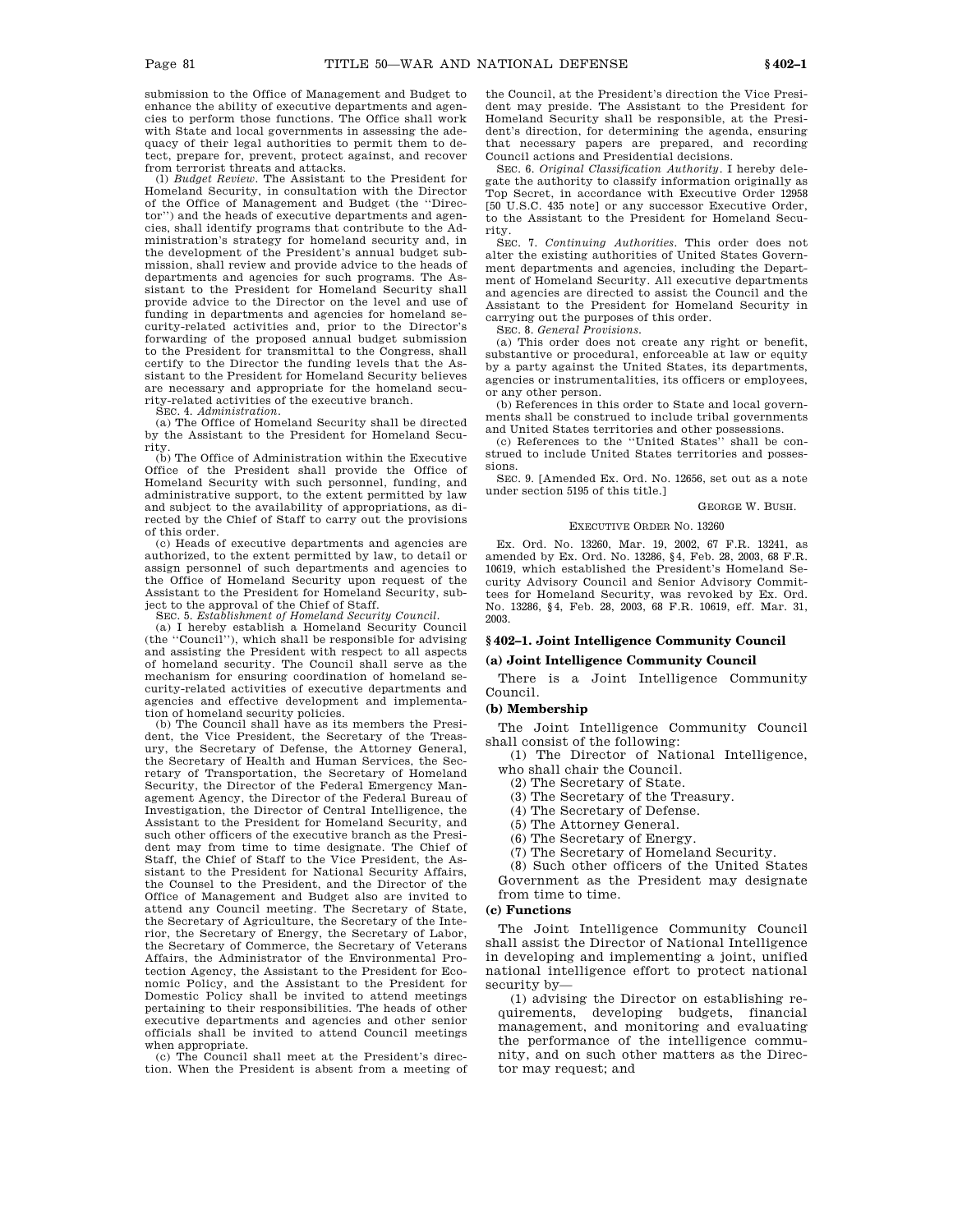submission to the Office of Management and Budget to enhance the ability of executive departments and agencies to perform those functions. The Office shall work with State and local governments in assessing the adequacy of their legal authorities to permit them to detect, prepare for, prevent, protect against, and recover from terrorist threats and attacks.

(l) *Budget Review*. The Assistant to the President for Homeland Security, in consultation with the Director of the Office of Management and Budget (the "Director") and the heads of executive departments and agencies, shall identify programs that contribute to the Administration's strategy for homeland security and, in the development of the President's annual budget submission, shall review and provide advice to the heads of departments and agencies for such programs. The Assistant to the President for Homeland Security shall provide advice to the Director on the level and use of funding in departments and agencies for homeland security-related activities and, prior to the Director's forwarding of the proposed annual budget submission to the President for transmittal to the Congress, shall certify to the Director the funding levels that the Assistant to the President for Homeland Security believes are necessary and appropriate for the homeland security-related activities of the executive branch.

SEC. 4. *Administration*.

(a) The Office of Homeland Security shall be directed by the Assistant to the President for Homeland Security.

(b) The Office of Administration within the Executive Office of the President shall provide the Office of Homeland Security with such personnel, funding, and administrative support, to the extent permitted by law and subject to the availability of appropriations, as directed by the Chief of Staff to carry out the provisions of this order.

(c) Heads of executive departments and agencies are authorized, to the extent permitted by law, to detail or assign personnel of such departments and agencies to the Office of Homeland Security upon request of the Assistant to the President for Homeland Security, subject to the approval of the Chief of Staff.

SEC. 5. *Establishment of Homeland Security Council*.

(a) I hereby establish a Homeland Security Council (the "Council"), which shall be responsible for advising and assisting the President with respect to all aspects of homeland security. The Council shall serve as the mechanism for ensuring coordination of homeland security-related activities of executive departments and agencies and effective development and implementation of homeland security policies.

(b) The Council shall have as its members the President, the Vice President, the Secretary of the Treasury, the Secretary of Defense, the Attorney General, the Secretary of Health and Human Services, the Secretary of Transportation, the Secretary of Homeland Security, the Director of the Federal Emergency Management Agency, the Director of the Federal Bureau of Investigation, the Director of Central Intelligence, the Assistant to the President for Homeland Security, and such other officers of the executive branch as the President may from time to time designate. The Chief of Staff, the Chief of Staff to the Vice President, the Assistant to the President for National Security Affairs, the Counsel to the President, and the Director of the Office of Management and Budget also are invited to attend any Council meeting. The Secretary of State, the Secretary of Agriculture, the Secretary of the Interior, the Secretary of Energy, the Secretary of Labor, the Secretary of Commerce, the Secretary of Veterans Affairs, the Administrator of the Environmental Protection Agency, the Assistant to the President for Economic Policy, and the Assistant to the President for Domestic Policy shall be invited to attend meetings pertaining to their responsibilities. The heads of other executive departments and agencies and other senior officials shall be invited to attend Council meetings when appropriate.

(c) The Council shall meet at the President's direction. When the President is absent from a meeting of the Council, at the President's direction the Vice President may preside. The Assistant to the President for Homeland Security shall be responsible, at the President's direction, for determining the agenda, ensuring that necessary papers are prepared, and recording Council actions and Presidential decisions.

SEC. 6. *Original Classification Authority*. I hereby delegate the authority to classify information originally as Top Secret, in accordance with Executive Order 12958 [50 U.S.C. 435 note] or any successor Executive Order, to the Assistant to the President for Homeland Security.

SEC. 7. *Continuing Authorities*. This order does not alter the existing authorities of United States Government departments and agencies, including the Department of Homeland Security. All executive departments and agencies are directed to assist the Council and the Assistant to the President for Homeland Security in carrying out the purposes of this order.

SEC. 8. *General Provisions*.

(a) This order does not create any right or benefit, substantive or procedural, enforceable at law or equity by a party against the United States, its departments, agencies or instrumentalities, its officers or employees, or any other person.

(b) References in this order to State and local governments shall be construed to include tribal governments and United States territories and other possessions.

(c) References to the "United States" shall be construed to include United States territories and possessions.

SEC. 9. [Amended Ex. Ord. No. 12656, set out as a note under section 5195 of this title.]

GEORGE W. BUSH.

EXECUTIVE ORDER NO. 13260

Ex. Ord. No. 13260, Mar. 19, 2002, 67 F.R. 13241, as amended by Ex. Ord. No. 13286, §4, Feb. 28, 2003, 68 F.R. 10619, which established the President's Homeland Security Advisory Council and Senior Advisory Committees for Homeland Security, was revoked by Ex. Ord. No. 13286, §4, Feb. 28, 2003, 68 F.R. 10619, eff. Mar. 31, 2003.

## §402–1. Joint Intelligence Community Council

### (a) Joint Intelligence Community Council

There is a Joint Intelligence Community Council.

### (b) Membership

The Joint Intelligence Community Council shall consist of the following:

(1) The Director of National Intelligence, who shall chair the Council.

(2) The Secretary of State.

(3) The Secretary of the Treasury.

(4) The Secretary of Defense.

(5) The Attorney General.

(6) The Secretary of Energy.

(7) The Secretary of Homeland Security.

(8) Such other officers of the United States Government as the President may designate from time to time.

### (c) Functions

The Joint Intelligence Community Council shall assist the Director of National Intelligence in developing and implementing a joint, unified national intelligence effort to protect national security by—

(1) advising the Director on establishing requirements, developing budgets, financial management, and monitoring and evaluating the performance of the intelligence community, and on such other matters as the Director may request; and